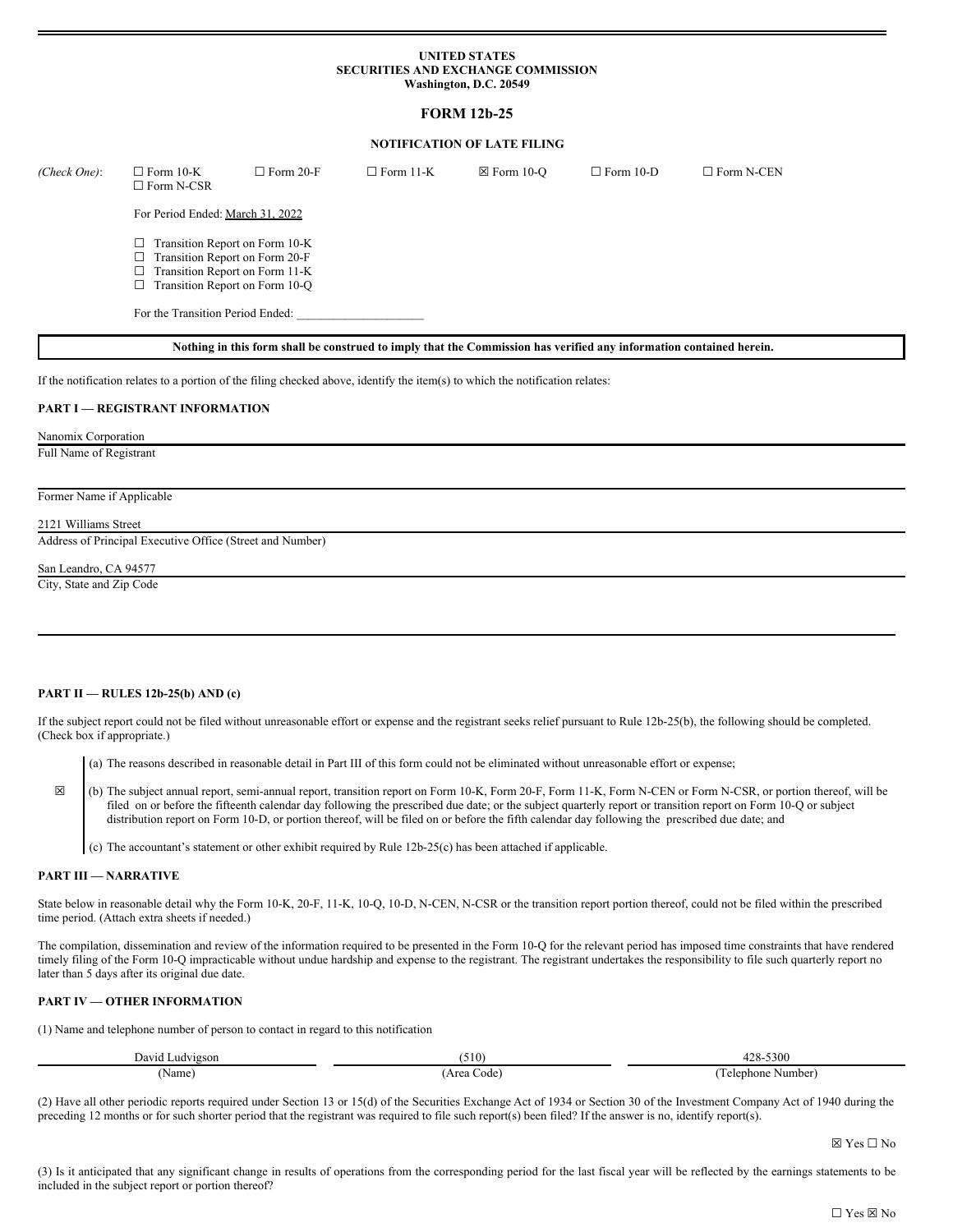**UNITED STATES**
**SECURITIES AND EXCHANGE COMMISSION**
**Washington, D.C. 20549**

# FORM 12b-25

**NOTIFICATION OF LATE FILING**

*(Check One)*: ☐ Form 10-K ☐ Form 20-F ☐ Form 11-K ☒ Form 10-Q ☐ Form 10-D ☐ Form N-CEN ☐ Form N-CSR

For Period Ended: March 31, 2022

☐ Transition Report on Form 10-K
☐ Transition Report on Form 20-F
☐ Transition Report on Form 11-K
☐ Transition Report on Form 10-Q

For the Transition Period Ended: ____________________

**Nothing in this form shall be construed to imply that the Commission has verified any information contained herein.**

If the notification relates to a portion of the filing checked above, identify the item(s) to which the notification relates:

**PART I — REGISTRANT INFORMATION**

Nanomix Corporation
Full Name of Registrant

Former Name if Applicable

2121 Williams Street
Address of Principal Executive Office (Street and Number)

San Leandro, CA 94577
City, State and Zip Code

**PART II — RULES 12b-25(b) AND (c)**

If the subject report could not be filed without unreasonable effort or expense and the registrant seeks relief pursuant to Rule 12b-25(b), the following should be completed. (Check box if appropriate.)

☒
(a) The reasons described in reasonable detail in Part III of this form could not be eliminated without unreasonable effort or expense;

(b) The subject annual report, semi-annual report, transition report on Form 10-K, Form 20-F, Form 11-K, Form N-CEN or Form N-CSR, or portion thereof, will be filed on or before the fifteenth calendar day following the prescribed due date; or the subject quarterly report or transition report on Form 10-Q or subject distribution report on Form 10-D, or portion thereof, will be filed on or before the fifth calendar day following the prescribed due date; and

(c) The accountant's statement or other exhibit required by Rule 12b-25(c) has been attached if applicable.

**PART III — NARRATIVE**

State below in reasonable detail why the Form 10-K, 20-F, 11-K, 10-Q, 10-D, N-CEN, N-CSR or the transition report portion thereof, could not be filed within the prescribed time period. (Attach extra sheets if needed.)

The compilation, dissemination and review of the information required to be presented in the Form 10-Q for the relevant period has imposed time constraints that have rendered timely filing of the Form 10-Q impracticable without undue hardship and expense to the registrant. The registrant undertakes the responsibility to file such quarterly report no later than 5 days after its original due date.

**PART IV — OTHER INFORMATION**

(1) Name and telephone number of person to contact in regard to this notification

| David Ludvigson | (510) | 428-5300 |
|---|---|---|
| (Name) | (Area Code) | (Telephone Number) |

(2) Have all other periodic reports required under Section 13 or 15(d) of the Securities Exchange Act of 1934 or Section 30 of the Investment Company Act of 1940 during the preceding 12 months or for such shorter period that the registrant was required to file such report(s) been filed? If the answer is no, identify report(s).

☒ Yes ☐ No

(3) Is it anticipated that any significant change in results of operations from the corresponding period for the last fiscal year will be reflected by the earnings statements to be included in the subject report or portion thereof?

☐ Yes ☒ No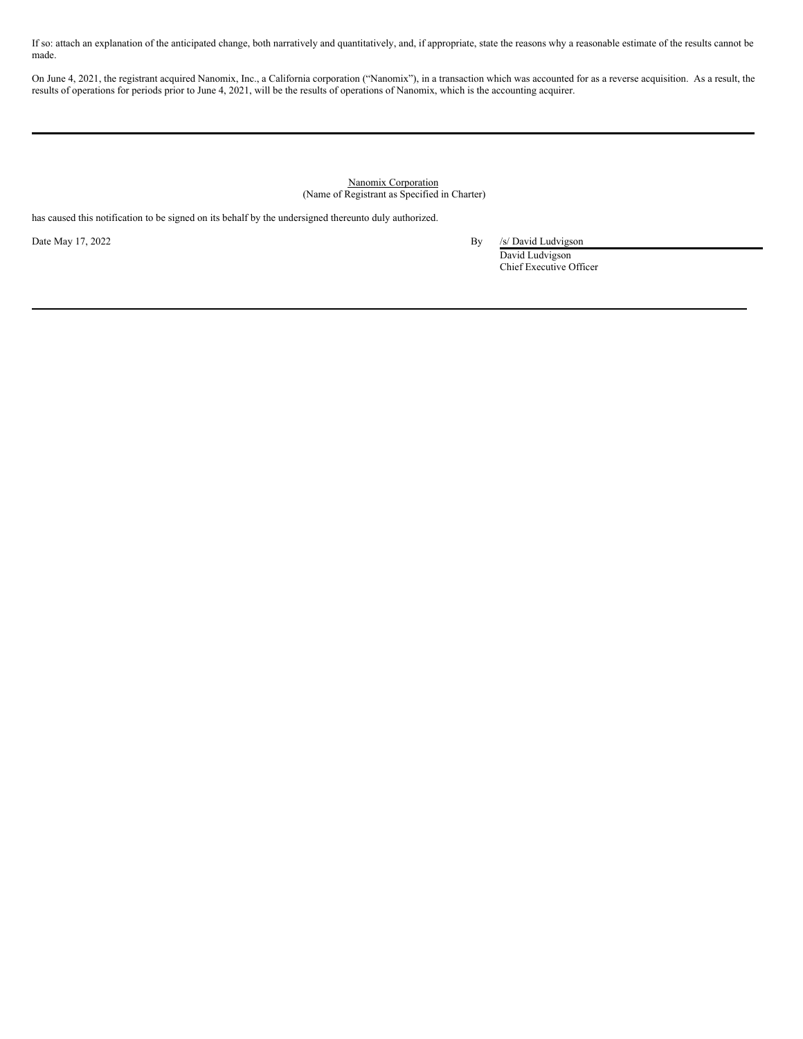If so: attach an explanation of the anticipated change, both narratively and quantitatively, and, if appropriate, state the reasons why a reasonable estimate of the results cannot be made.

On June 4, 2021, the registrant acquired Nanomix, Inc., a California corporation ("Nanomix"), in a transaction which was accounted for as a reverse acquisition. As a result, the results of operations for periods prior to June 4, 2021, will be the results of operations of Nanomix, which is the accounting acquirer.

---

Nanomix Corporation
(Name of Registrant as Specified in Charter)

has caused this notification to be signed on its behalf by the undersigned thereunto duly authorized.

Date May 17, 2022

By /s/ David Ludvigson
David Ludvigson
Chief Executive Officer

---